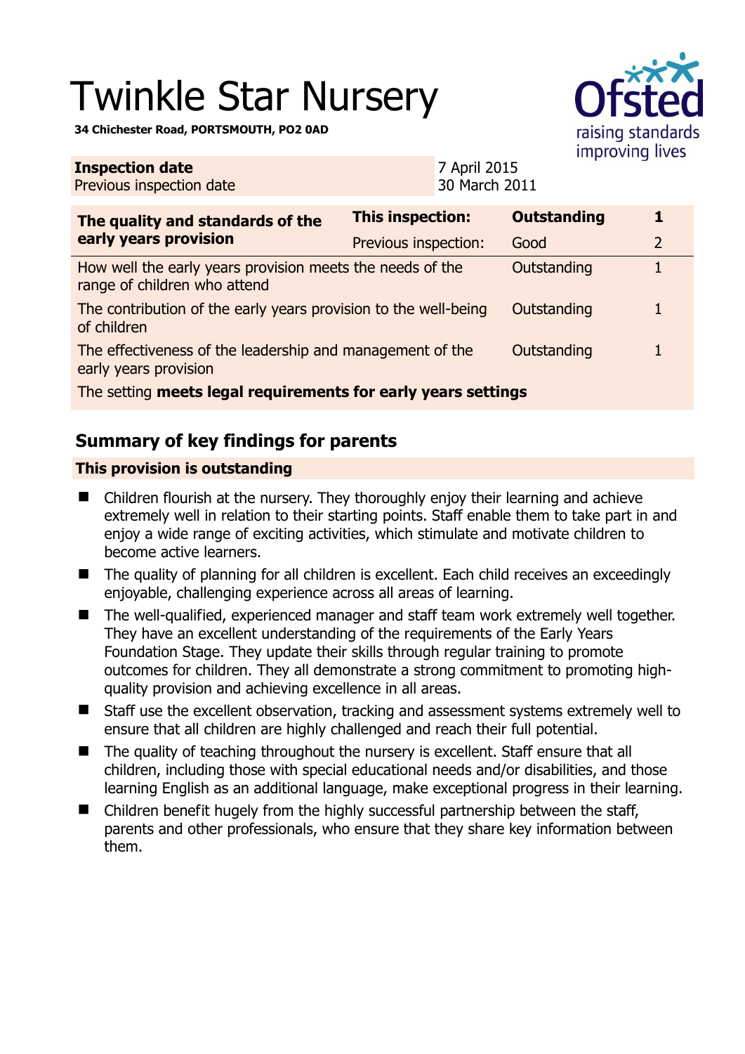# Twinkle Star Nursery

**34 Chichester Road, PORTSMOUTH, PO2 0AD**

| **Inspection date** | 7 April 2015 |
|---|---|
| Previous inspection date | 30 March 2011 |

| **The quality and standards of the early years provision** | **This inspection:** | **Outstanding** | **1** |
|---|---|---|---|
| | Previous inspection: | Good | 2 |
| How well the early years provision meets the needs of the range of children who attend | | Outstanding | 1 |
| The contribution of the early years provision to the well-being of children | | Outstanding | 1 |
| The effectiveness of the leadership and management of the early years provision | | Outstanding | 1 |
| The setting **meets legal requirements for early years settings** | | | |

## Summary of key findings for parents

### This provision is outstanding

- Children flourish at the nursery. They thoroughly enjoy their learning and achieve extremely well in relation to their starting points. Staff enable them to take part in and enjoy a wide range of exciting activities, which stimulate and motivate children to become active learners.
- The quality of planning for all children is excellent. Each child receives an exceedingly enjoyable, challenging experience across all areas of learning.
- The well-qualified, experienced manager and staff team work extremely well together. They have an excellent understanding of the requirements of the Early Years Foundation Stage. They update their skills through regular training to promote outcomes for children. They all demonstrate a strong commitment to promoting high-quality provision and achieving excellence in all areas.
- Staff use the excellent observation, tracking and assessment systems extremely well to ensure that all children are highly challenged and reach their full potential.
- The quality of teaching throughout the nursery is excellent. Staff ensure that all children, including those with special educational needs and/or disabilities, and those learning English as an additional language, make exceptional progress in their learning.
- Children benefit hugely from the highly successful partnership between the staff, parents and other professionals, who ensure that they share key information between them.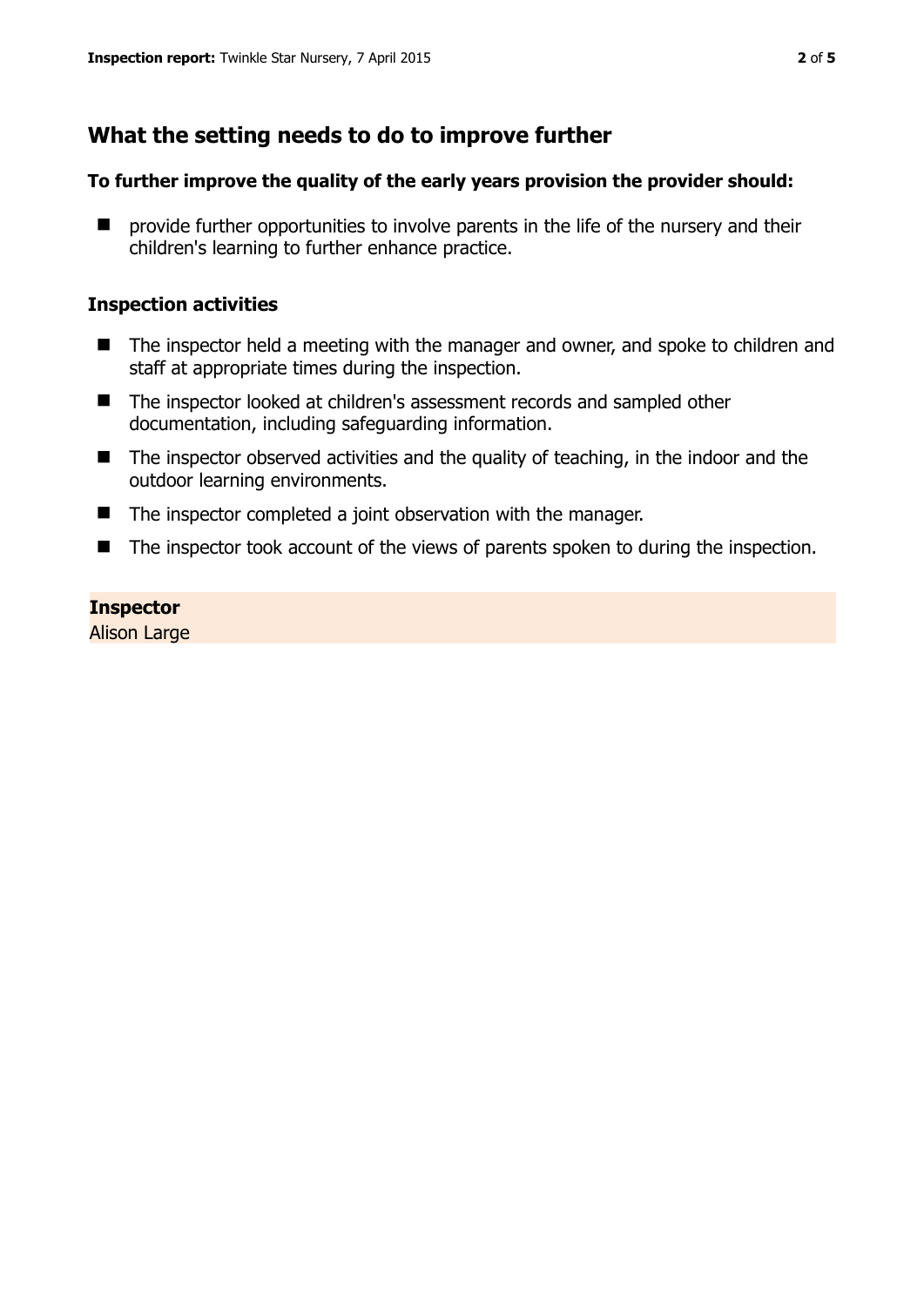## What the setting needs to do to improve further

**To further improve the quality of the early years provision the provider should:**

- provide further opportunities to involve parents in the life of the nursery and their children's learning to further enhance practice.

### Inspection activities

- The inspector held a meeting with the manager and owner, and spoke to children and staff at appropriate times during the inspection.
- The inspector looked at children's assessment records and sampled other documentation, including safeguarding information.
- The inspector observed activities and the quality of teaching, in the indoor and the outdoor learning environments.
- The inspector completed a joint observation with the manager.
- The inspector took account of the views of parents spoken to during the inspection.

**Inspector**
Alison Large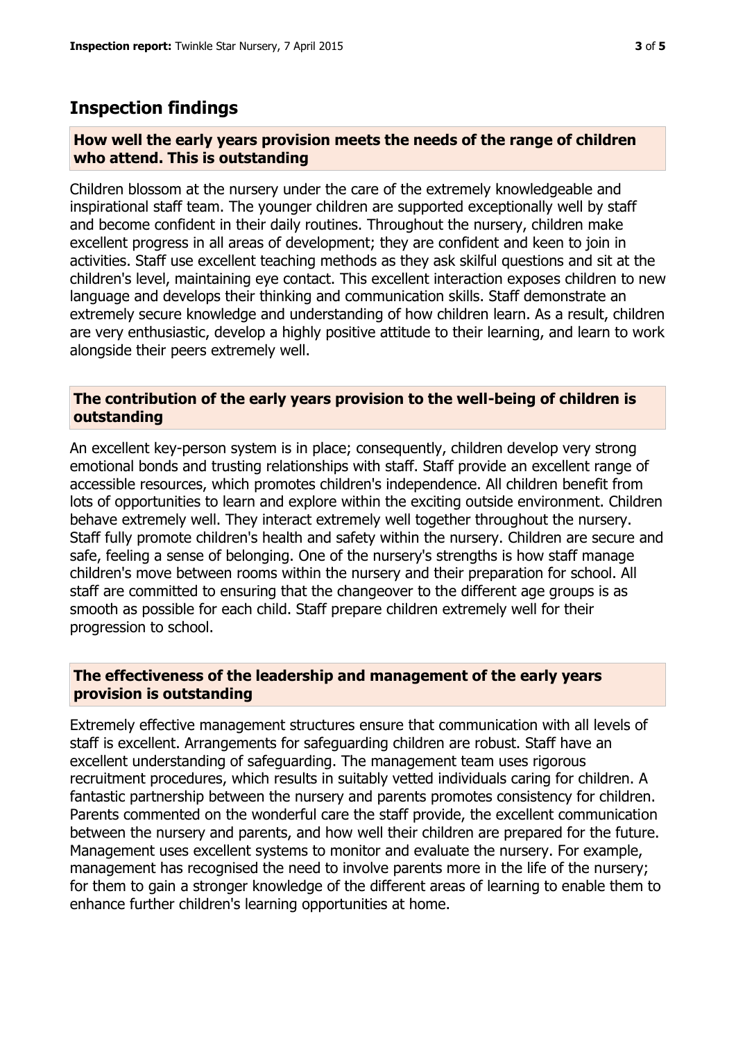## Inspection findings

### How well the early years provision meets the needs of the range of children who attend. This is outstanding

Children blossom at the nursery under the care of the extremely knowledgeable and inspirational staff team. The younger children are supported exceptionally well by staff and become confident in their daily routines. Throughout the nursery, children make excellent progress in all areas of development; they are confident and keen to join in activities. Staff use excellent teaching methods as they ask skilful questions and sit at the children's level, maintaining eye contact. This excellent interaction exposes children to new language and develops their thinking and communication skills. Staff demonstrate an extremely secure knowledge and understanding of how children learn. As a result, children are very enthusiastic, develop a highly positive attitude to their learning, and learn to work alongside their peers extremely well.

### The contribution of the early years provision to the well-being of children is outstanding

An excellent key-person system is in place; consequently, children develop very strong emotional bonds and trusting relationships with staff. Staff provide an excellent range of accessible resources, which promotes children's independence. All children benefit from lots of opportunities to learn and explore within the exciting outside environment. Children behave extremely well. They interact extremely well together throughout the nursery. Staff fully promote children's health and safety within the nursery. Children are secure and safe, feeling a sense of belonging. One of the nursery's strengths is how staff manage children's move between rooms within the nursery and their preparation for school. All staff are committed to ensuring that the changeover to the different age groups is as smooth as possible for each child. Staff prepare children extremely well for their progression to school.

### The effectiveness of the leadership and management of the early years provision is outstanding

Extremely effective management structures ensure that communication with all levels of staff is excellent. Arrangements for safeguarding children are robust. Staff have an excellent understanding of safeguarding. The management team uses rigorous recruitment procedures, which results in suitably vetted individuals caring for children. A fantastic partnership between the nursery and parents promotes consistency for children. Parents commented on the wonderful care the staff provide, the excellent communication between the nursery and parents, and how well their children are prepared for the future. Management uses excellent systems to monitor and evaluate the nursery. For example, management has recognised the need to involve parents more in the life of the nursery; for them to gain a stronger knowledge of the different areas of learning to enable them to enhance further children's learning opportunities at home.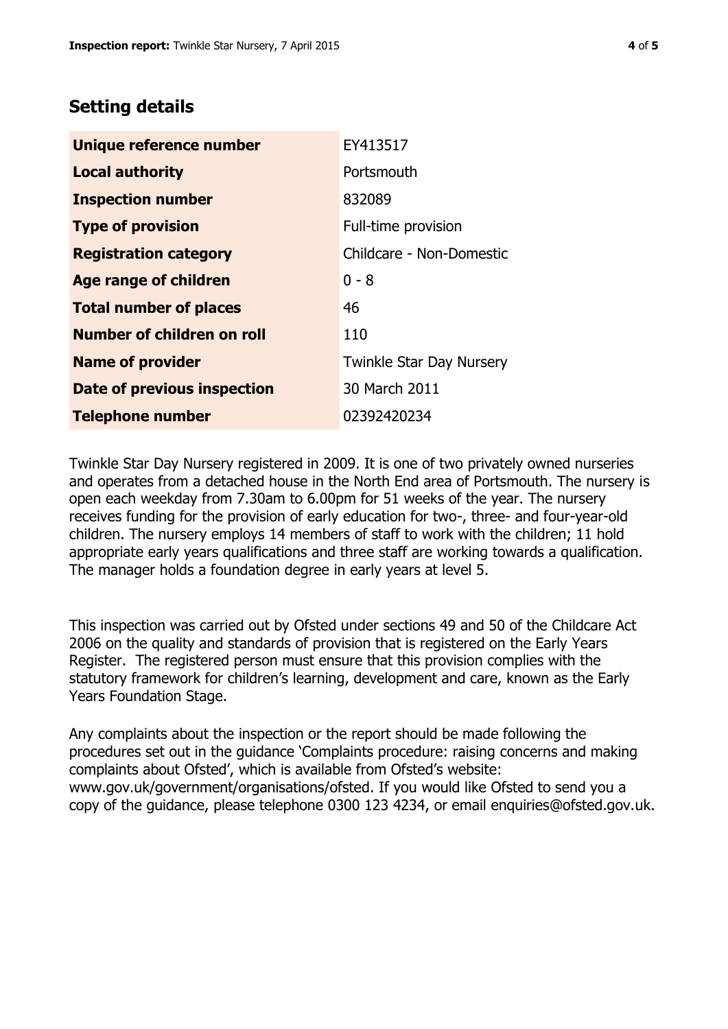## Setting details

| | |
|---|---|
| **Unique reference number** | EY413517 |
| **Local authority** | Portsmouth |
| **Inspection number** | 832089 |
| **Type of provision** | Full-time provision |
| **Registration category** | Childcare - Non-Domestic |
| **Age range of children** | 0 - 8 |
| **Total number of places** | 46 |
| **Number of children on roll** | 110 |
| **Name of provider** | Twinkle Star Day Nursery |
| **Date of previous inspection** | 30 March 2011 |
| **Telephone number** | 02392420234 |

Twinkle Star Day Nursery registered in 2009. It is one of two privately owned nurseries and operates from a detached house in the North End area of Portsmouth. The nursery is open each weekday from 7.30am to 6.00pm for 51 weeks of the year. The nursery receives funding for the provision of early education for two-, three- and four-year-old children. The nursery employs 14 members of staff to work with the children; 11 hold appropriate early years qualifications and three staff are working towards a qualification. The manager holds a foundation degree in early years at level 5.

This inspection was carried out by Ofsted under sections 49 and 50 of the Childcare Act 2006 on the quality and standards of provision that is registered on the Early Years Register. The registered person must ensure that this provision complies with the statutory framework for children's learning, development and care, known as the Early Years Foundation Stage.

Any complaints about the inspection or the report should be made following the procedures set out in the guidance 'Complaints procedure: raising concerns and making complaints about Ofsted', which is available from Ofsted's website: www.gov.uk/government/organisations/ofsted. If you would like Ofsted to send you a copy of the guidance, please telephone 0300 123 4234, or email enquiries@ofsted.gov.uk.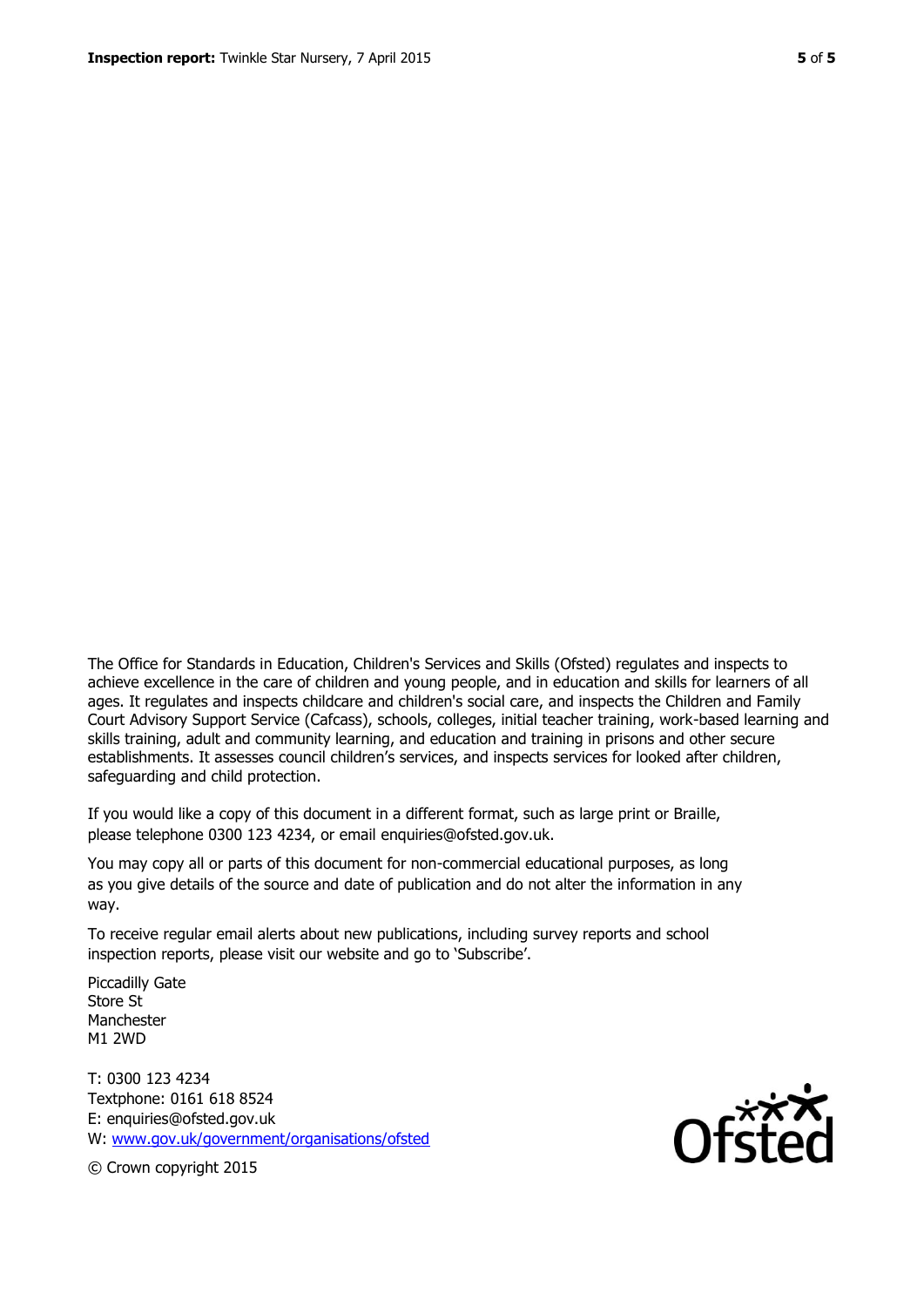The Office for Standards in Education, Children's Services and Skills (Ofsted) regulates and inspects to achieve excellence in the care of children and young people, and in education and skills for learners of all ages. It regulates and inspects childcare and children's social care, and inspects the Children and Family Court Advisory Support Service (Cafcass), schools, colleges, initial teacher training, work-based learning and skills training, adult and community learning, and education and training in prisons and other secure establishments. It assesses council children's services, and inspects services for looked after children, safeguarding and child protection.

If you would like a copy of this document in a different format, such as large print or Braille, please telephone 0300 123 4234, or email enquiries@ofsted.gov.uk.

You may copy all or parts of this document for non-commercial educational purposes, as long as you give details of the source and date of publication and do not alter the information in any way.

To receive regular email alerts about new publications, including survey reports and school inspection reports, please visit our website and go to 'Subscribe'.

Piccadilly Gate
Store St
Manchester
M1 2WD

T: 0300 123 4234
Textphone: 0161 618 8524
E: enquiries@ofsted.gov.uk
W: [www.gov.uk/government/organisations/ofsted](http://www.gov.uk/government/organisations/ofsted)

© Crown copyright 2015

Ofsted